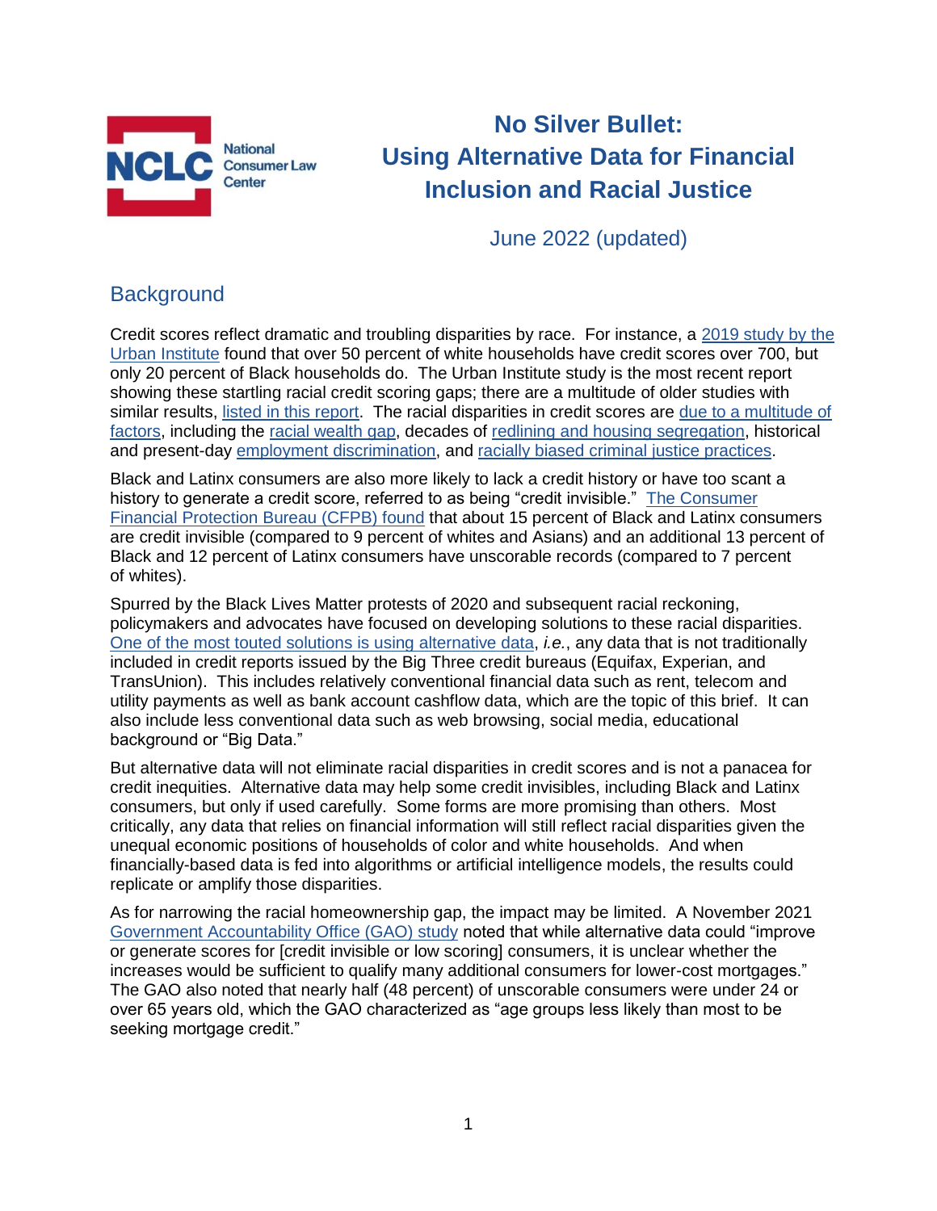National Consumer Law Center

# No Silver Bullet: Using Alternative Data for Financial Inclusion and Racial Justice

June 2022 (updated)

## Background

Credit scores reflect dramatic and troubling disparities by race. For instance, a 2019 study by the Urban Institute found that over 50 percent of white households have credit scores over 700, but only 20 percent of Black households do. The Urban Institute study is the most recent report showing these startling racial credit scoring gaps; there are a multitude of older studies with similar results, listed in this report. The racial disparities in credit scores are due to a multitude of factors, including the racial wealth gap, decades of redlining and housing segregation, historical and present-day employment discrimination, and racially biased criminal justice practices.

Black and Latinx consumers are also more likely to lack a credit history or have too scant a history to generate a credit score, referred to as being "credit invisible." The Consumer Financial Protection Bureau (CFPB) found that about 15 percent of Black and Latinx consumers are credit invisible (compared to 9 percent of whites and Asians) and an additional 13 percent of Black and 12 percent of Latinx consumers have unscorable records (compared to 7 percent of whites).

Spurred by the Black Lives Matter protests of 2020 and subsequent racial reckoning, policymakers and advocates have focused on developing solutions to these racial disparities. One of the most touted solutions is using alternative data, *i.e.*, any data that is not traditionally included in credit reports issued by the Big Three credit bureaus (Equifax, Experian, and TransUnion). This includes relatively conventional financial data such as rent, telecom and utility payments as well as bank account cashflow data, which are the topic of this brief. It can also include less conventional data such as web browsing, social media, educational background or "Big Data."

But alternative data will not eliminate racial disparities in credit scores and is not a panacea for credit inequities. Alternative data may help some credit invisibles, including Black and Latinx consumers, but only if used carefully. Some forms are more promising than others. Most critically, any data that relies on financial information will still reflect racial disparities given the unequal economic positions of households of color and white households. And when financially-based data is fed into algorithms or artificial intelligence models, the results could replicate or amplify those disparities.

As for narrowing the racial homeownership gap, the impact may be limited. A November 2021 Government Accountability Office (GAO) study noted that while alternative data could "improve or generate scores for [credit invisible or low scoring] consumers, it is unclear whether the increases would be sufficient to qualify many additional consumers for lower-cost mortgages." The GAO also noted that nearly half (48 percent) of unscorable consumers were under 24 or over 65 years old, which the GAO characterized as "age groups less likely than most to be seeking mortgage credit."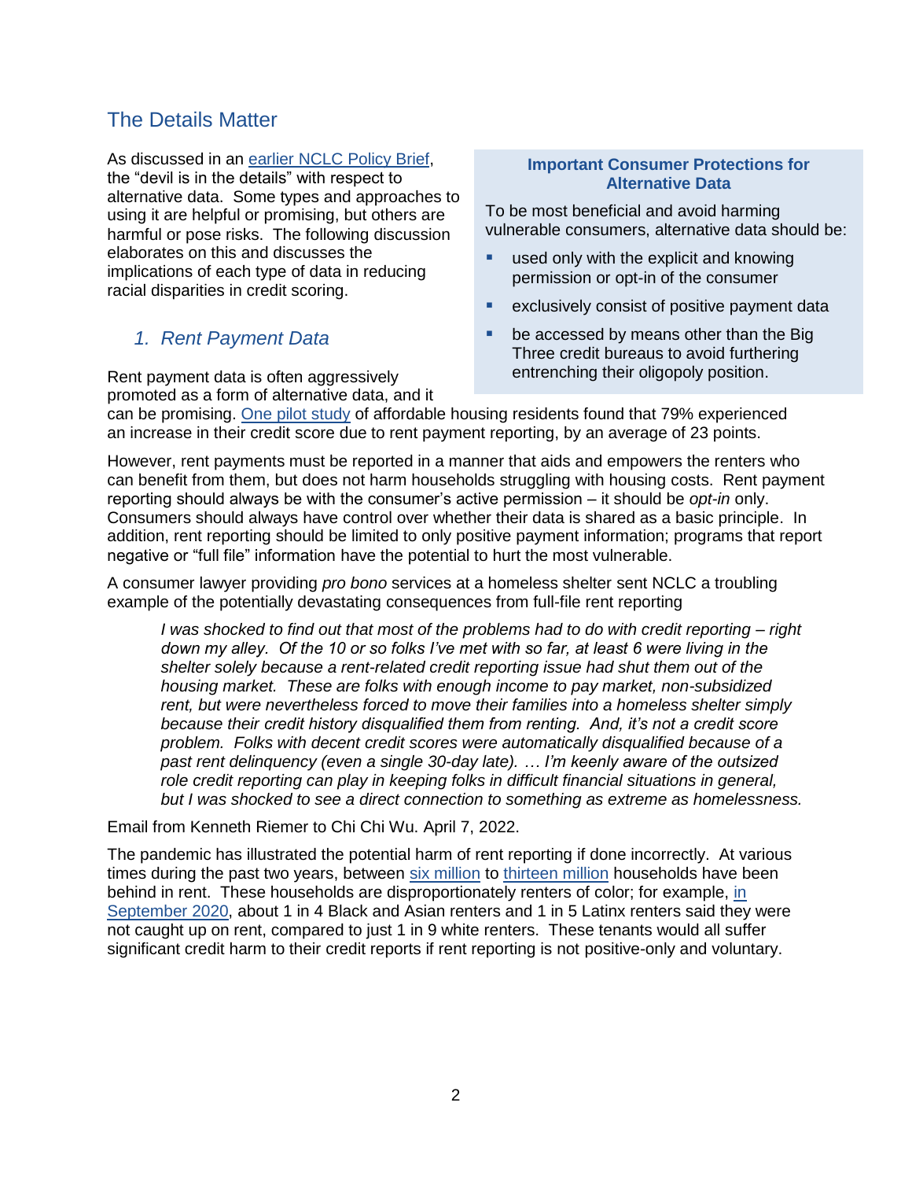## The Details Matter

As discussed in an earlier NCLC Policy Brief, the "devil is in the details" with respect to alternative data. Some types and approaches to using it are helpful or promising, but others are harmful or pose risks. The following discussion elaborates on this and discusses the implications of each type of data in reducing racial disparities in credit scoring.

> **Important Consumer Protections for Alternative Data**
>
> To be most beneficial and avoid harming vulnerable consumers, alternative data should be:
>
> - used only with the explicit and knowing permission or opt-in of the consumer
> - exclusively consist of positive payment data
> - be accessed by means other than the Big Three credit bureaus to avoid furthering entrenching their oligopoly position.

### *1. Rent Payment Data*

Rent payment data is often aggressively promoted as a form of alternative data, and it can be promising. One pilot study of affordable housing residents found that 79% experienced an increase in their credit score due to rent payment reporting, by an average of 23 points.

However, rent payments must be reported in a manner that aids and empowers the renters who can benefit from them, but does not harm households struggling with housing costs. Rent payment reporting should always be with the consumer's active permission – it should be *opt-in* only. Consumers should always have control over whether their data is shared as a basic principle. In addition, rent reporting should be limited to only positive payment information; programs that report negative or "full file" information have the potential to hurt the most vulnerable.

A consumer lawyer providing *pro bono* services at a homeless shelter sent NCLC a troubling example of the potentially devastating consequences from full-file rent reporting

> *I was shocked to find out that most of the problems had to do with credit reporting – right down my alley. Of the 10 or so folks I've met with so far, at least 6 were living in the shelter solely because a rent-related credit reporting issue had shut them out of the housing market. These are folks with enough income to pay market, non-subsidized rent, but were nevertheless forced to move their families into a homeless shelter simply because their credit history disqualified them from renting. And, it's not a credit score problem. Folks with decent credit scores were automatically disqualified because of a past rent delinquency (even a single 30-day late). … I'm keenly aware of the outsized role credit reporting can play in keeping folks in difficult financial situations in general, but I was shocked to see a direct connection to something as extreme as homelessness.*

Email from Kenneth Riemer to Chi Chi Wu. April 7, 2022.

The pandemic has illustrated the potential harm of rent reporting if done incorrectly. At various times during the past two years, between six million to thirteen million households have been behind in rent. These households are disproportionately renters of color; for example, in September 2020, about 1 in 4 Black and Asian renters and 1 in 5 Latinx renters said they were not caught up on rent, compared to just 1 in 9 white renters. These tenants would all suffer significant credit harm to their credit reports if rent reporting is not positive-only and voluntary.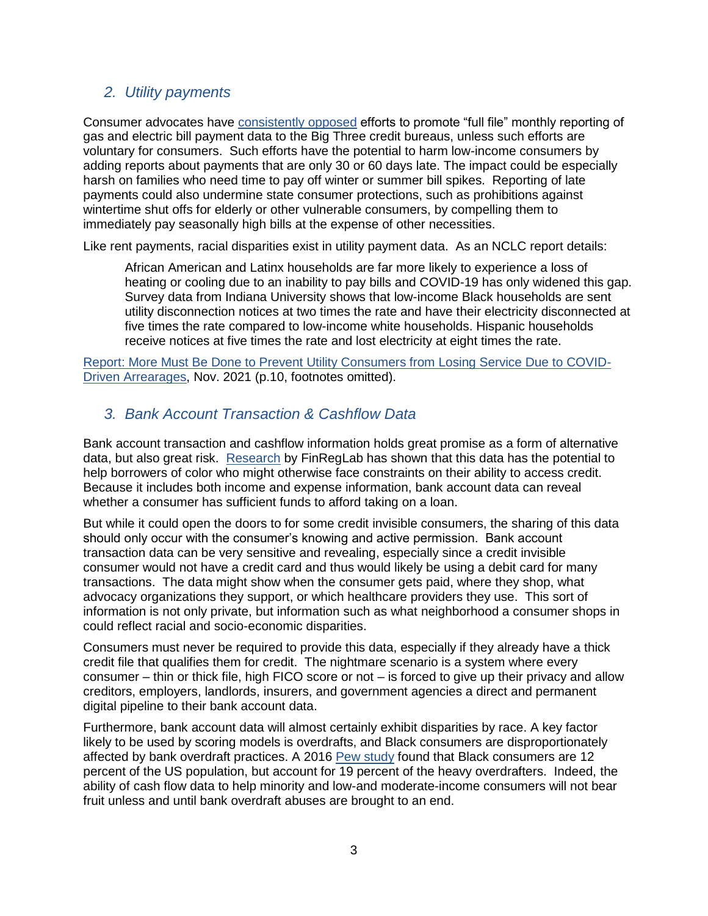## *2. Utility payments*

Consumer advocates have [consistently opposed](#) efforts to promote "full file" monthly reporting of gas and electric bill payment data to the Big Three credit bureaus, unless such efforts are voluntary for consumers. Such efforts have the potential to harm low-income consumers by adding reports about payments that are only 30 or 60 days late. The impact could be especially harsh on families who need time to pay off winter or summer bill spikes. Reporting of late payments could also undermine state consumer protections, such as prohibitions against wintertime shut offs for elderly or other vulnerable consumers, by compelling them to immediately pay seasonally high bills at the expense of other necessities.

Like rent payments, racial disparities exist in utility payment data. As an NCLC report details:

> African American and Latinx households are far more likely to experience a loss of heating or cooling due to an inability to pay bills and COVID-19 has only widened this gap. Survey data from Indiana University shows that low-income Black households are sent utility disconnection notices at two times the rate and have their electricity disconnected at five times the rate compared to low-income white households. Hispanic households receive notices at five times the rate and lost electricity at eight times the rate.

[Report: More Must Be Done to Prevent Utility Consumers from Losing Service Due to COVID-Driven Arrearages](#), Nov. 2021 (p.10, footnotes omitted).

## *3. Bank Account Transaction & Cashflow Data*

Bank account transaction and cashflow information holds great promise as a form of alternative data, but also great risk. [Research](#) by FinRegLab has shown that this data has the potential to help borrowers of color who might otherwise face constraints on their ability to access credit. Because it includes both income and expense information, bank account data can reveal whether a consumer has sufficient funds to afford taking on a loan.

But while it could open the doors to for some credit invisible consumers, the sharing of this data should only occur with the consumer's knowing and active permission. Bank account transaction data can be very sensitive and revealing, especially since a credit invisible consumer would not have a credit card and thus would likely be using a debit card for many transactions. The data might show when the consumer gets paid, where they shop, what advocacy organizations they support, or which healthcare providers they use. This sort of information is not only private, but information such as what neighborhood a consumer shops in could reflect racial and socio-economic disparities.

Consumers must never be required to provide this data, especially if they already have a thick credit file that qualifies them for credit. The nightmare scenario is a system where every consumer – thin or thick file, high FICO score or not – is forced to give up their privacy and allow creditors, employers, landlords, insurers, and government agencies a direct and permanent digital pipeline to their bank account data.

Furthermore, bank account data will almost certainly exhibit disparities by race. A key factor likely to be used by scoring models is overdrafts, and Black consumers are disproportionately affected by bank overdraft practices. A 2016 [Pew study](#) found that Black consumers are 12 percent of the US population, but account for 19 percent of the heavy overdrafters. Indeed, the ability of cash flow data to help minority and low-and moderate-income consumers will not bear fruit unless and until bank overdraft abuses are brought to an end.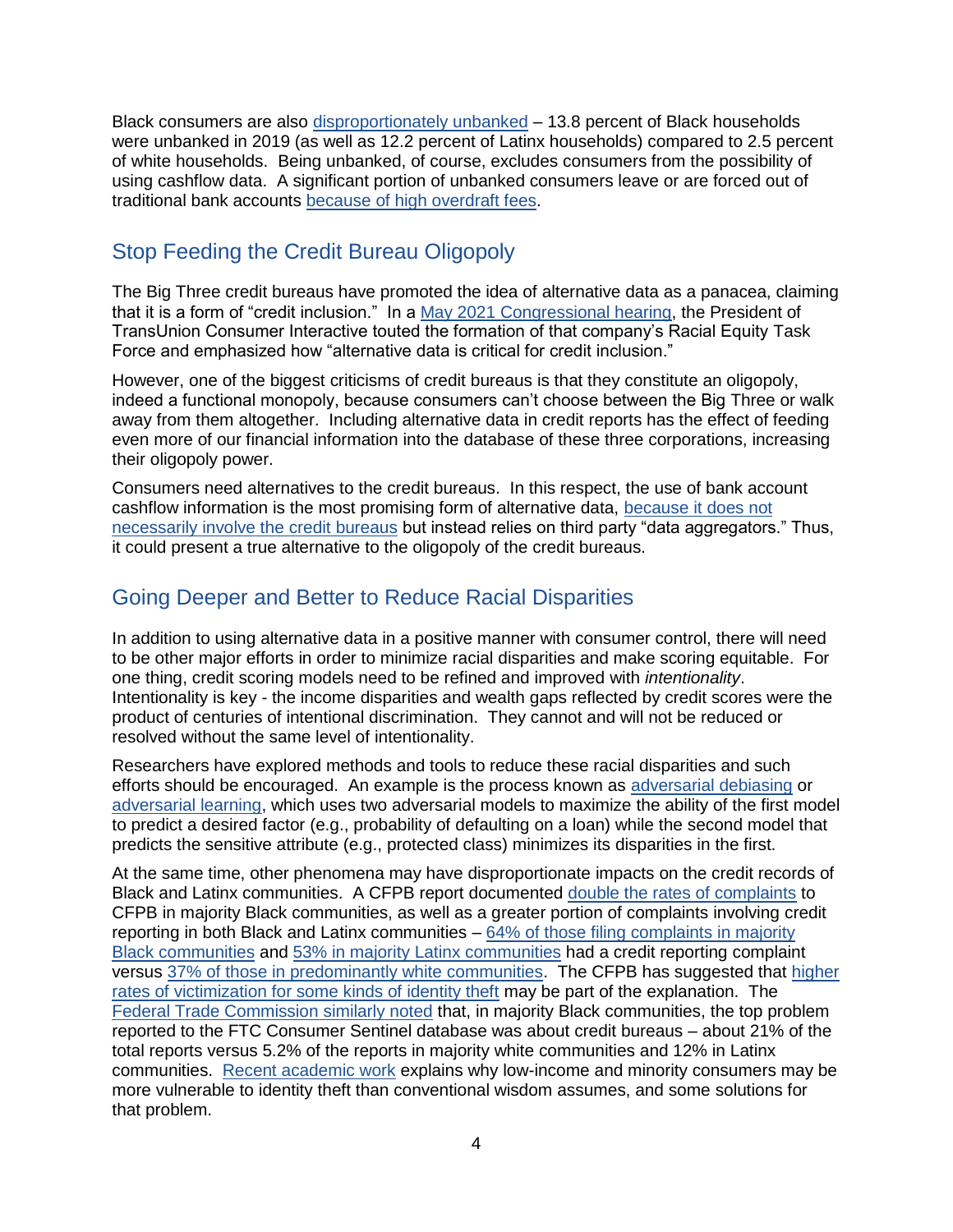Black consumers are also disproportionately unbanked – 13.8 percent of Black households were unbanked in 2019 (as well as 12.2 percent of Latinx households) compared to 2.5 percent of white households. Being unbanked, of course, excludes consumers from the possibility of using cashflow data. A significant portion of unbanked consumers leave or are forced out of traditional bank accounts because of high overdraft fees.

## Stop Feeding the Credit Bureau Oligopoly

The Big Three credit bureaus have promoted the idea of alternative data as a panacea, claiming that it is a form of "credit inclusion." In a May 2021 Congressional hearing, the President of TransUnion Consumer Interactive touted the formation of that company's Racial Equity Task Force and emphasized how "alternative data is critical for credit inclusion."

However, one of the biggest criticisms of credit bureaus is that they constitute an oligopoly, indeed a functional monopoly, because consumers can't choose between the Big Three or walk away from them altogether. Including alternative data in credit reports has the effect of feeding even more of our financial information into the database of these three corporations, increasing their oligopoly power.

Consumers need alternatives to the credit bureaus. In this respect, the use of bank account cashflow information is the most promising form of alternative data, because it does not necessarily involve the credit bureaus but instead relies on third party "data aggregators." Thus, it could present a true alternative to the oligopoly of the credit bureaus.

## Going Deeper and Better to Reduce Racial Disparities

In addition to using alternative data in a positive manner with consumer control, there will need to be other major efforts in order to minimize racial disparities and make scoring equitable. For one thing, credit scoring models need to be refined and improved with *intentionality*. Intentionality is key - the income disparities and wealth gaps reflected by credit scores were the product of centuries of intentional discrimination. They cannot and will not be reduced or resolved without the same level of intentionality.

Researchers have explored methods and tools to reduce these racial disparities and such efforts should be encouraged. An example is the process known as adversarial debiasing or adversarial learning, which uses two adversarial models to maximize the ability of the first model to predict a desired factor (e.g., probability of defaulting on a loan) while the second model that predicts the sensitive attribute (e.g., protected class) minimizes its disparities in the first.

At the same time, other phenomena may have disproportionate impacts on the credit records of Black and Latinx communities. A CFPB report documented double the rates of complaints to CFPB in majority Black communities, as well as a greater portion of complaints involving credit reporting in both Black and Latinx communities – 64% of those filing complaints in majority Black communities and 53% in majority Latinx communities had a credit reporting complaint versus 37% of those in predominantly white communities. The CFPB has suggested that higher rates of victimization for some kinds of identity theft may be part of the explanation. The Federal Trade Commission similarly noted that, in majority Black communities, the top problem reported to the FTC Consumer Sentinel database was about credit bureaus – about 21% of the total reports versus 5.2% of the reports in majority white communities and 12% in Latinx communities. Recent academic work explains why low-income and minority consumers may be more vulnerable to identity theft than conventional wisdom assumes, and some solutions for that problem.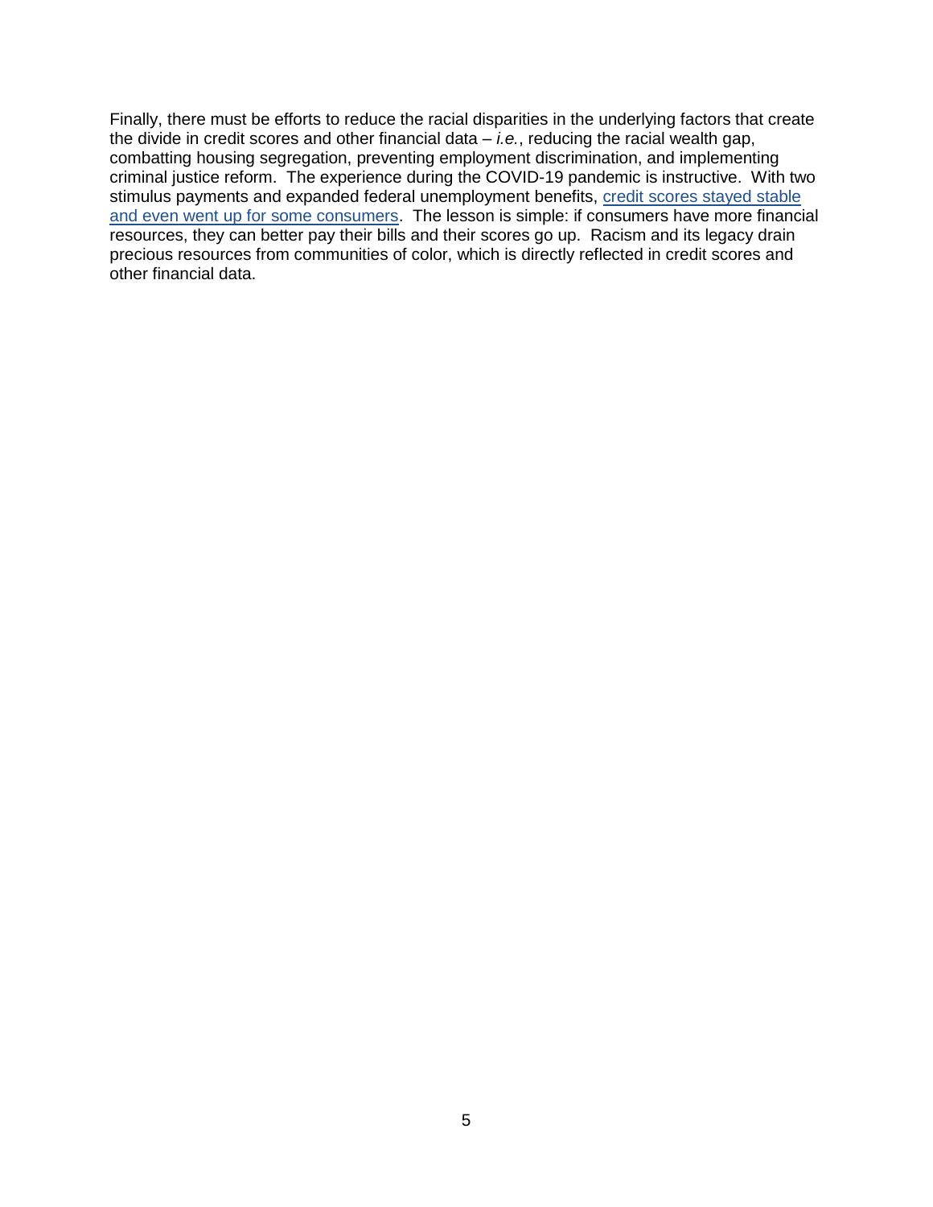Finally, there must be efforts to reduce the racial disparities in the underlying factors that create the divide in credit scores and other financial data – *i.e.*, reducing the racial wealth gap, combatting housing segregation, preventing employment discrimination, and implementing criminal justice reform. The experience during the COVID-19 pandemic is instructive. With two stimulus payments and expanded federal unemployment benefits, credit scores stayed stable and even went up for some consumers. The lesson is simple: if consumers have more financial resources, they can better pay their bills and their scores go up. Racism and its legacy drain precious resources from communities of color, which is directly reflected in credit scores and other financial data.